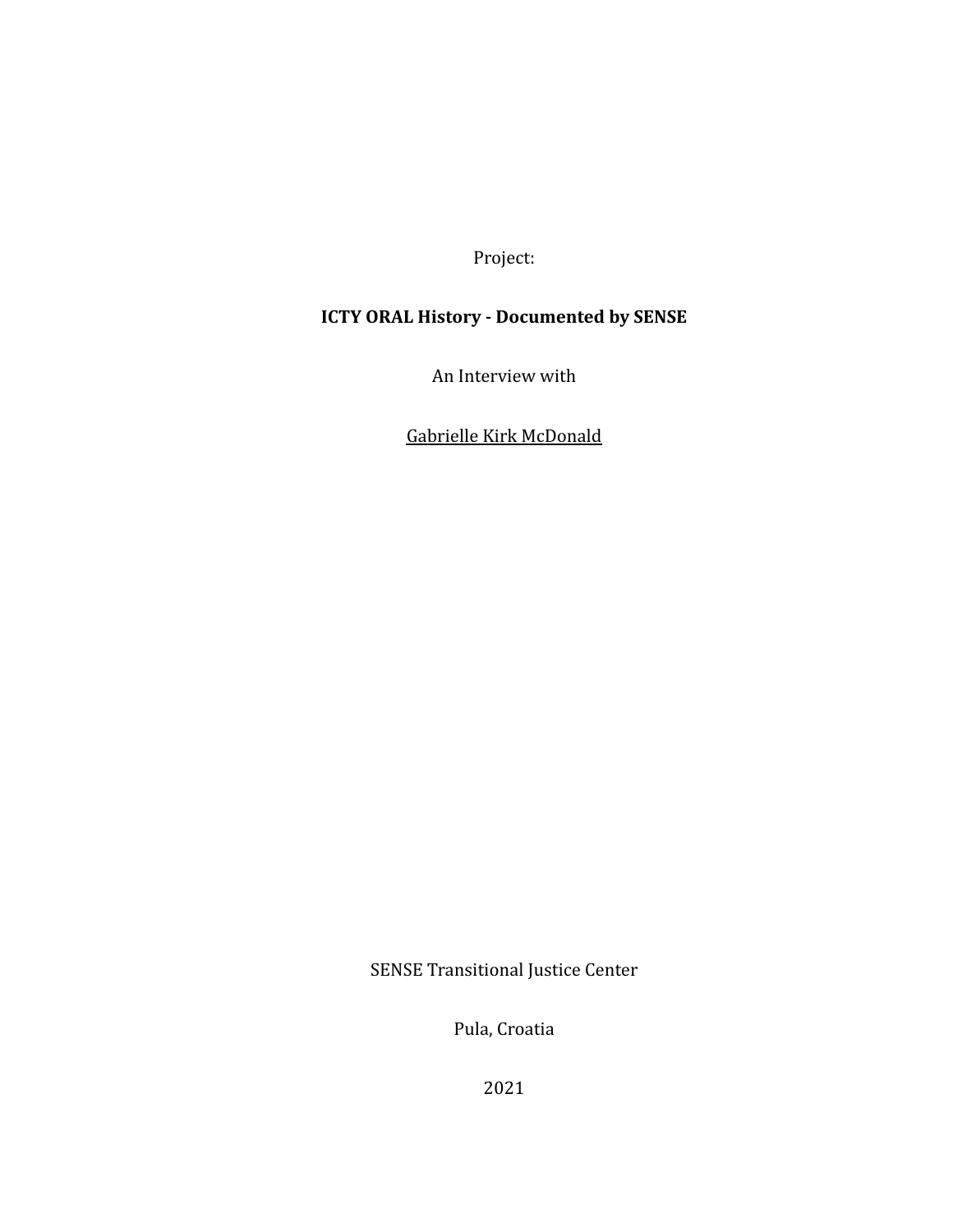Project:

**ICTY ORAL History - Documented by SENSE**

An Interview with

<u>Gabrielle Kirk McDonald</u>

SENSE Transitional Justice Center

Pula, Croatia

2021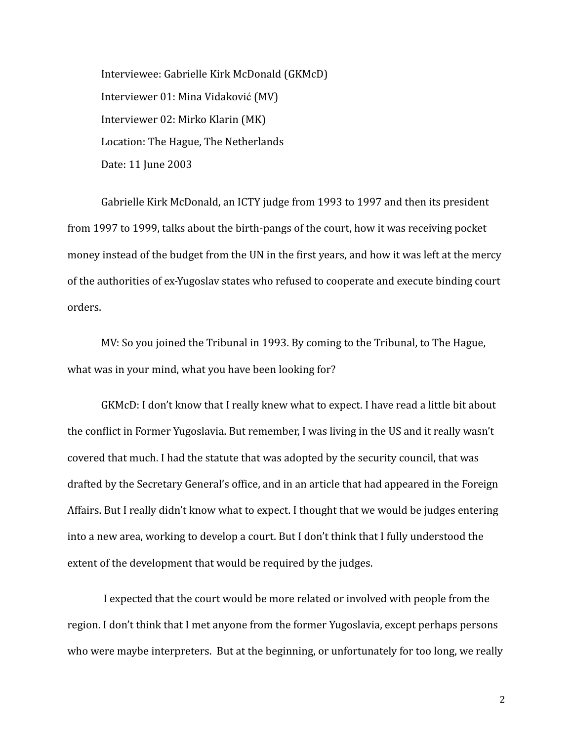Interviewee: Gabrielle Kirk McDonald (GKMcD)

Interviewer 01: Mina Vidaković (MV)

Interviewer 02: Mirko Klarin (MK)

Location: The Hague, The Netherlands

Date: 11 June 2003

Gabrielle Kirk McDonald, an ICTY judge from 1993 to 1997 and then its president from 1997 to 1999, talks about the birth-pangs of the court, how it was receiving pocket money instead of the budget from the UN in the first years, and how it was left at the mercy of the authorities of ex-Yugoslav states who refused to cooperate and execute binding court orders.

MV: So you joined the Tribunal in 1993. By coming to the Tribunal, to The Hague, what was in your mind, what you have been looking for?

GKMcD: I don't know that I really knew what to expect. I have read a little bit about the conflict in Former Yugoslavia. But remember, I was living in the US and it really wasn't covered that much. I had the statute that was adopted by the security council, that was drafted by the Secretary General's office, and in an article that had appeared in the Foreign Affairs. But I really didn't know what to expect. I thought that we would be judges entering into a new area, working to develop a court. But I don't think that I fully understood the extent of the development that would be required by the judges.

I expected that the court would be more related or involved with people from the region. I don't think that I met anyone from the former Yugoslavia, except perhaps persons who were maybe interpreters. But at the beginning, or unfortunately for too long, we really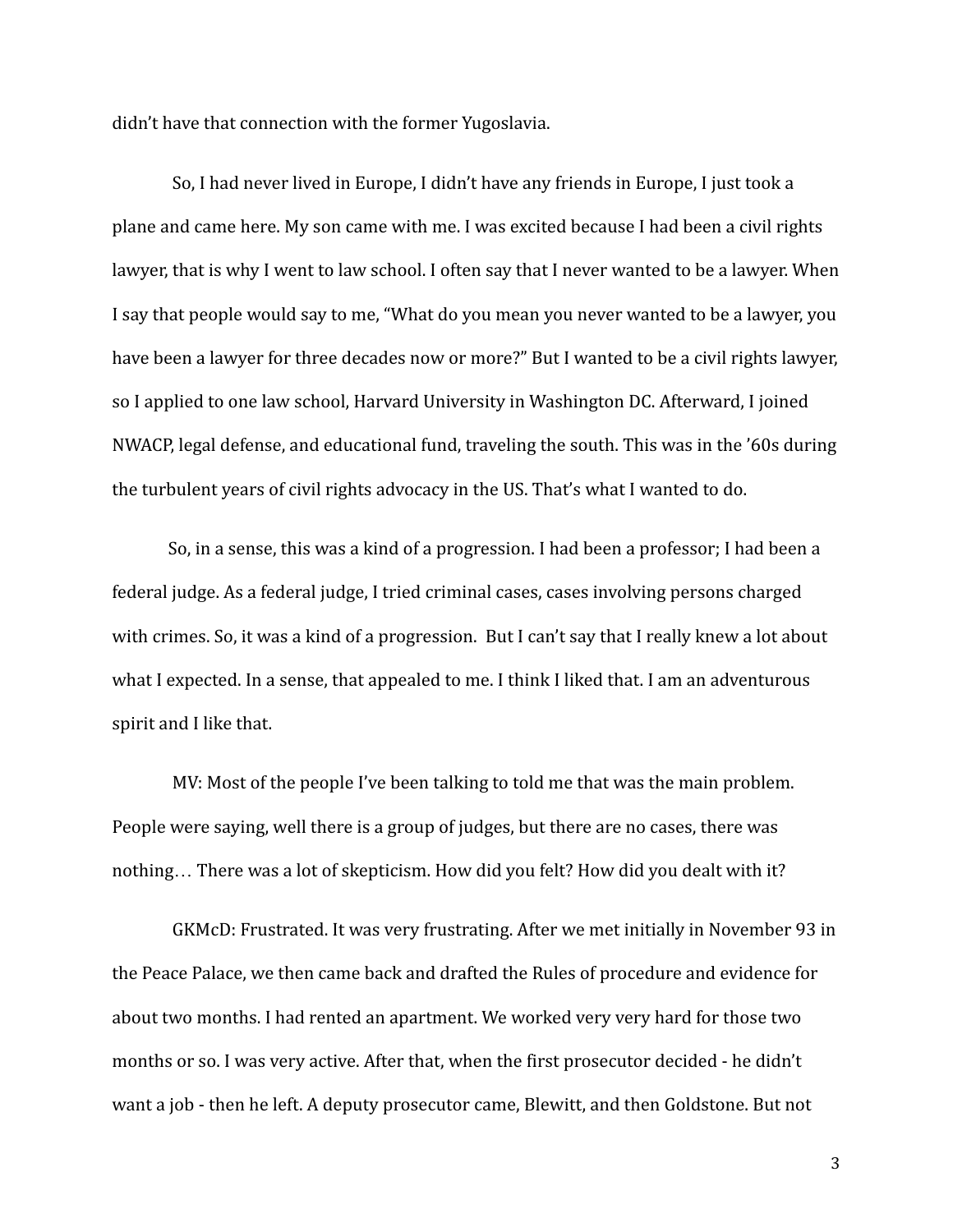didn't have that connection with the former Yugoslavia.

So, I had never lived in Europe, I didn't have any friends in Europe, I just took a plane and came here. My son came with me. I was excited because I had been a civil rights lawyer, that is why I went to law school. I often say that I never wanted to be a lawyer. When I say that people would say to me, "What do you mean you never wanted to be a lawyer, you have been a lawyer for three decades now or more?" But I wanted to be a civil rights lawyer, so I applied to one law school, Harvard University in Washington DC. Afterward, I joined NWACP, legal defense, and educational fund, traveling the south. This was in the '60s during the turbulent years of civil rights advocacy in the US. That's what I wanted to do.

So, in a sense, this was a kind of a progression. I had been a professor; I had been a federal judge. As a federal judge, I tried criminal cases, cases involving persons charged with crimes. So, it was a kind of a progression. But I can't say that I really knew a lot about what I expected. In a sense, that appealed to me. I think I liked that. I am an adventurous spirit and I like that.

MV: Most of the people I've been talking to told me that was the main problem. People were saying, well there is a group of judges, but there are no cases, there was nothing… There was a lot of skepticism. How did you felt? How did you dealt with it?

GKMcD: Frustrated. It was very frustrating. After we met initially in November 93 in the Peace Palace, we then came back and drafted the Rules of procedure and evidence for about two months. I had rented an apartment. We worked very very hard for those two months or so. I was very active. After that, when the first prosecutor decided - he didn't want a job - then he left. A deputy prosecutor came, Blewitt, and then Goldstone. But not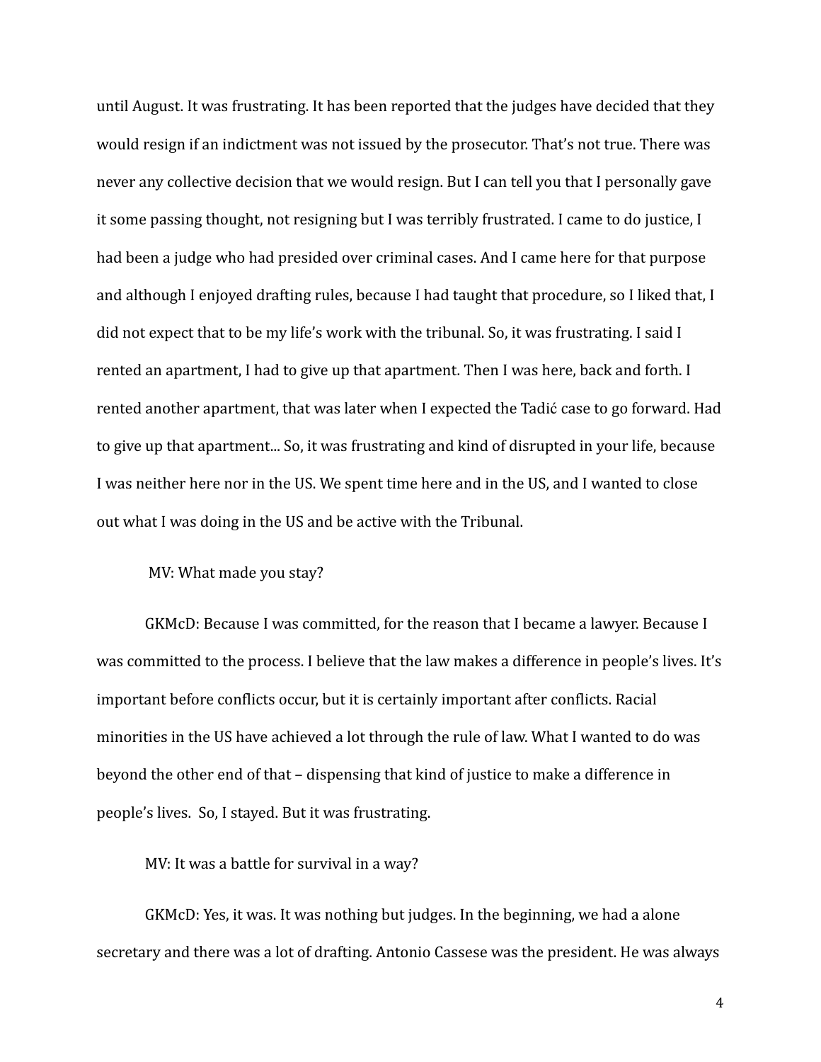until August. It was frustrating. It has been reported that the judges have decided that they would resign if an indictment was not issued by the prosecutor. That's not true. There was never any collective decision that we would resign. But I can tell you that I personally gave it some passing thought, not resigning but I was terribly frustrated. I came to do justice, I had been a judge who had presided over criminal cases. And I came here for that purpose and although I enjoyed drafting rules, because I had taught that procedure, so I liked that, I did not expect that to be my life's work with the tribunal. So, it was frustrating. I said I rented an apartment, I had to give up that apartment. Then I was here, back and forth. I rented another apartment, that was later when I expected the Tadić case to go forward. Had to give up that apartment... So, it was frustrating and kind of disrupted in your life, because I was neither here nor in the US. We spent time here and in the US, and I wanted to close out what I was doing in the US and be active with the Tribunal.

MV: What made you stay?

GKMcD: Because I was committed, for the reason that I became a lawyer. Because I was committed to the process. I believe that the law makes a difference in people's lives. It's important before conflicts occur, but it is certainly important after conflicts. Racial minorities in the US have achieved a lot through the rule of law. What I wanted to do was beyond the other end of that – dispensing that kind of justice to make a difference in people's lives. So, I stayed. But it was frustrating.

MV: It was a battle for survival in a way?

GKMcD: Yes, it was. It was nothing but judges. In the beginning, we had a alone secretary and there was a lot of drafting. Antonio Cassese was the president. He was always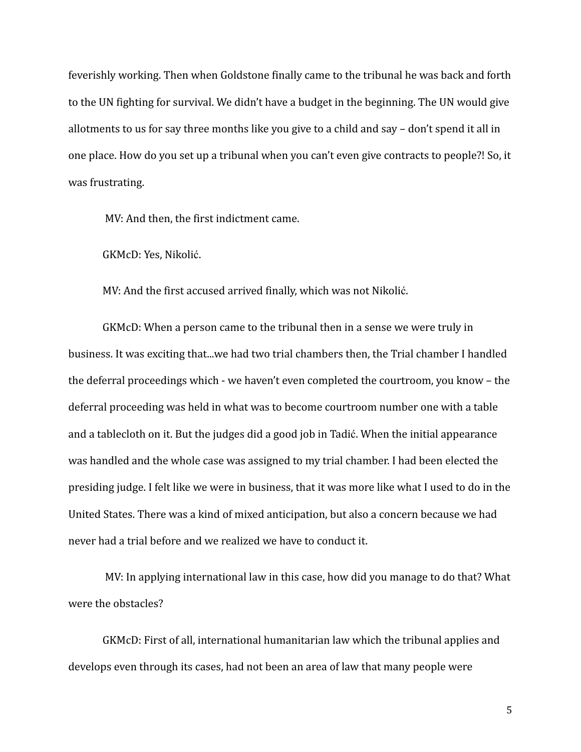feverishly working. Then when Goldstone finally came to the tribunal he was back and forth to the UN fighting for survival. We didn't have a budget in the beginning. The UN would give allotments to us for say three months like you give to a child and say – don't spend it all in one place. How do you set up a tribunal when you can't even give contracts to people?! So, it was frustrating.

MV: And then, the first indictment came.

GKMcD: Yes, Nikolić.

MV: And the first accused arrived finally, which was not Nikolić.

GKMcD: When a person came to the tribunal then in a sense we were truly in business. It was exciting that...we had two trial chambers then, the Trial chamber I handled the deferral proceedings which - we haven't even completed the courtroom, you know – the deferral proceeding was held in what was to become courtroom number one with a table and a tablecloth on it. But the judges did a good job in Tadić. When the initial appearance was handled and the whole case was assigned to my trial chamber. I had been elected the presiding judge. I felt like we were in business, that it was more like what I used to do in the United States. There was a kind of mixed anticipation, but also a concern because we had never had a trial before and we realized we have to conduct it.

MV: In applying international law in this case, how did you manage to do that? What were the obstacles?

GKMcD: First of all, international humanitarian law which the tribunal applies and develops even through its cases, had not been an area of law that many people were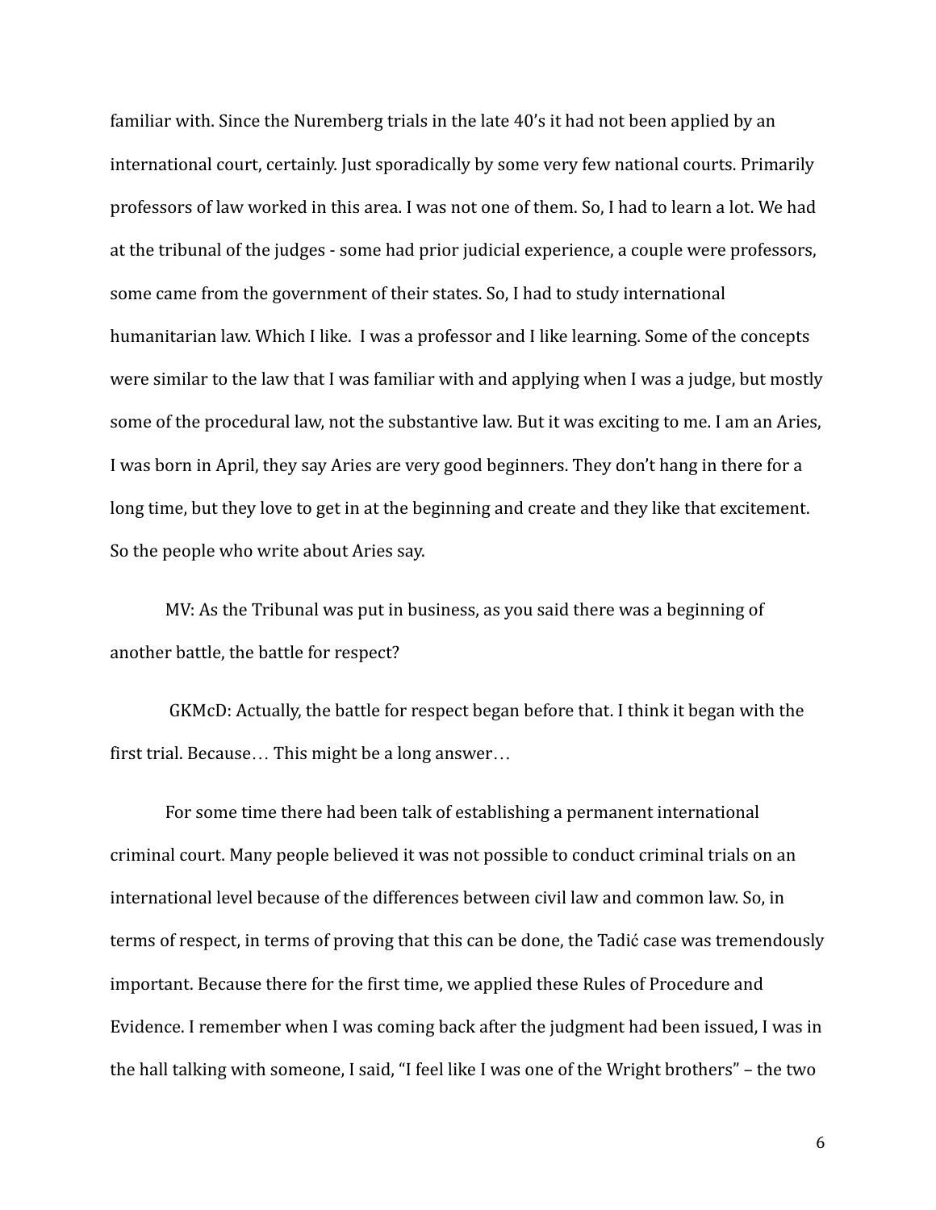familiar with. Since the Nuremberg trials in the late 40's it had not been applied by an international court, certainly. Just sporadically by some very few national courts. Primarily professors of law worked in this area. I was not one of them. So, I had to learn a lot. We had at the tribunal of the judges - some had prior judicial experience, a couple were professors, some came from the government of their states. So, I had to study international humanitarian law. Which I like. I was a professor and I like learning. Some of the concepts were similar to the law that I was familiar with and applying when I was a judge, but mostly some of the procedural law, not the substantive law. But it was exciting to me. I am an Aries, I was born in April, they say Aries are very good beginners. They don't hang in there for a long time, but they love to get in at the beginning and create and they like that excitement. So the people who write about Aries say.

MV: As the Tribunal was put in business, as you said there was a beginning of another battle, the battle for respect?

GKMcD: Actually, the battle for respect began before that. I think it began with the first trial. Because… This might be a long answer…

For some time there had been talk of establishing a permanent international criminal court. Many people believed it was not possible to conduct criminal trials on an international level because of the differences between civil law and common law. So, in terms of respect, in terms of proving that this can be done, the Tadić case was tremendously important. Because there for the first time, we applied these Rules of Procedure and Evidence. I remember when I was coming back after the judgment had been issued, I was in the hall talking with someone, I said, "I feel like I was one of the Wright brothers" – the two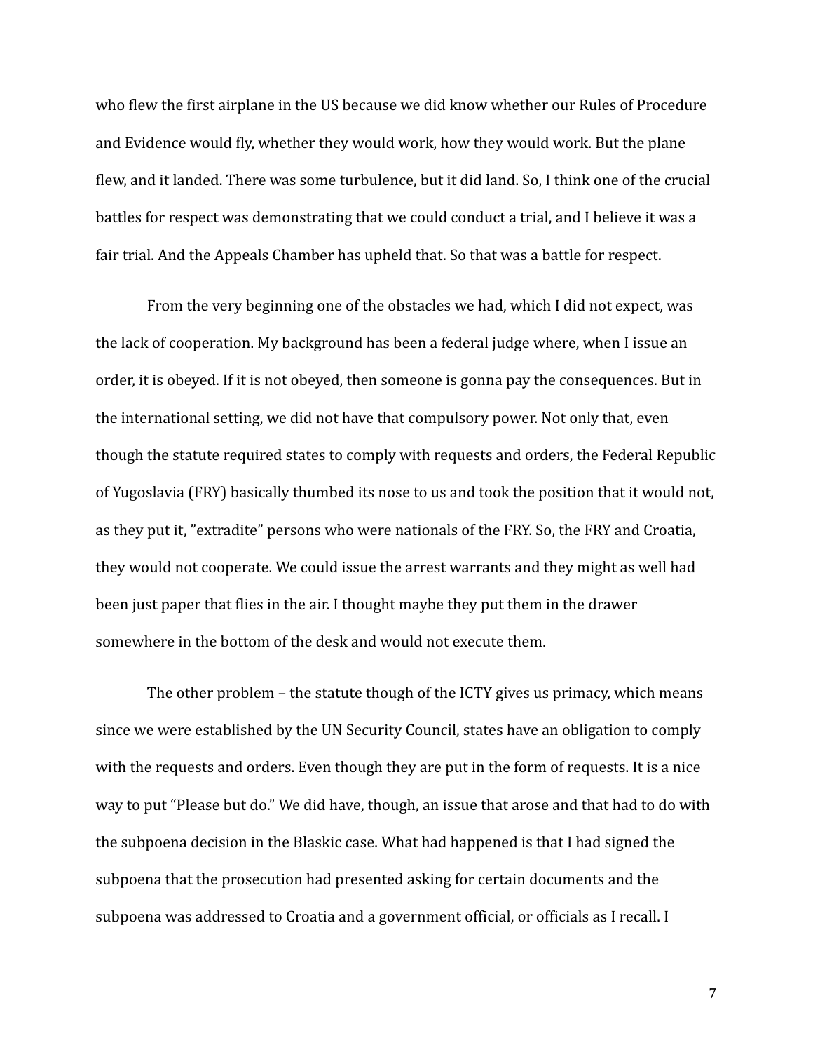who flew the first airplane in the US because we did know whether our Rules of Procedure and Evidence would fly, whether they would work, how they would work. But the plane flew, and it landed. There was some turbulence, but it did land. So, I think one of the crucial battles for respect was demonstrating that we could conduct a trial, and I believe it was a fair trial. And the Appeals Chamber has upheld that. So that was a battle for respect.

From the very beginning one of the obstacles we had, which I did not expect, was the lack of cooperation. My background has been a federal judge where, when I issue an order, it is obeyed. If it is not obeyed, then someone is gonna pay the consequences. But in the international setting, we did not have that compulsory power. Not only that, even though the statute required states to comply with requests and orders, the Federal Republic of Yugoslavia (FRY) basically thumbed its nose to us and took the position that it would not, as they put it, ”extradite” persons who were nationals of the FRY. So, the FRY and Croatia, they would not cooperate. We could issue the arrest warrants and they might as well had been just paper that flies in the air. I thought maybe they put them in the drawer somewhere in the bottom of the desk and would not execute them.

The other problem – the statute though of the ICTY gives us primacy, which means since we were established by the UN Security Council, states have an obligation to comply with the requests and orders. Even though they are put in the form of requests. It is a nice way to put “Please but do.” We did have, though, an issue that arose and that had to do with the subpoena decision in the Blaskic case. What had happened is that I had signed the subpoena that the prosecution had presented asking for certain documents and the subpoena was addressed to Croatia and a government official, or officials as I recall. I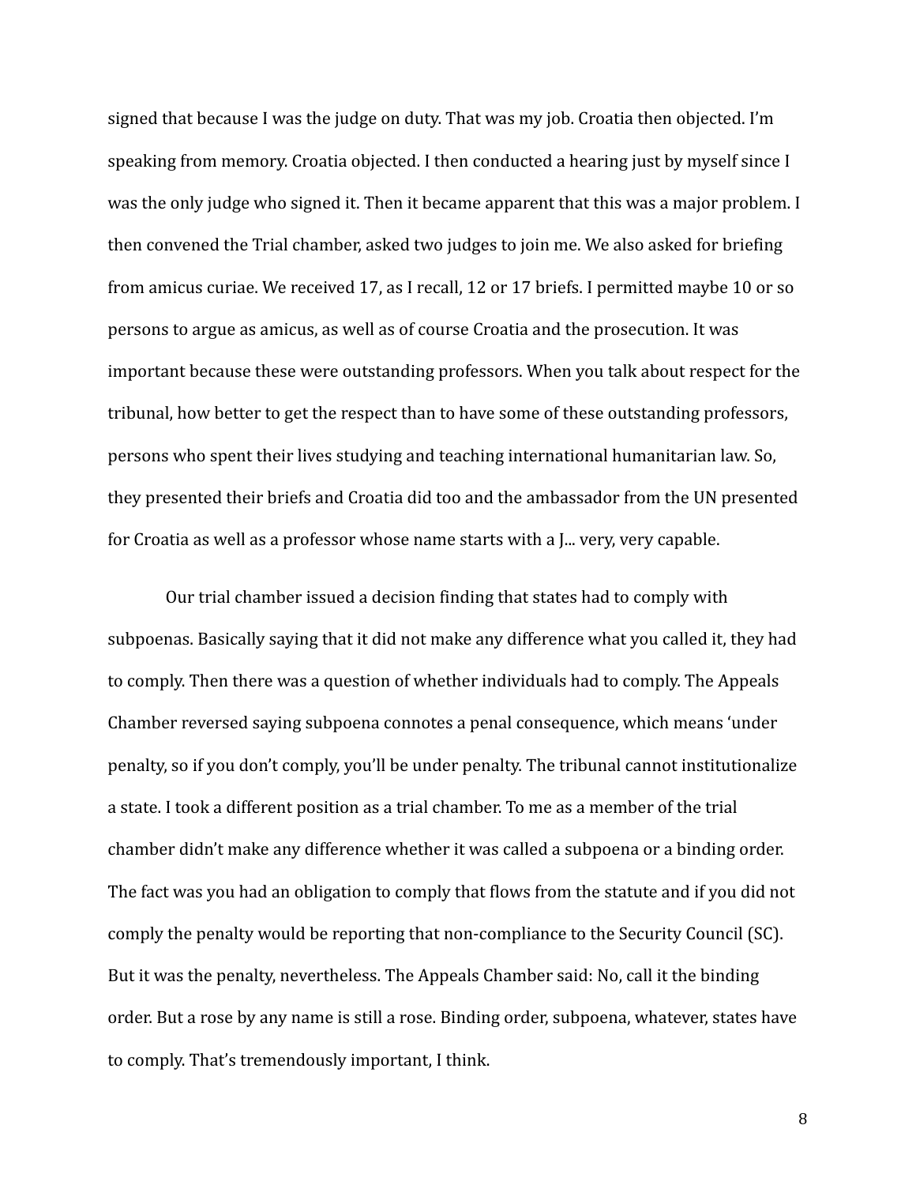signed that because I was the judge on duty. That was my job. Croatia then objected. I'm speaking from memory. Croatia objected. I then conducted a hearing just by myself since I was the only judge who signed it. Then it became apparent that this was a major problem. I then convened the Trial chamber, asked two judges to join me. We also asked for briefing from amicus curiae. We received 17, as I recall, 12 or 17 briefs. I permitted maybe 10 or so persons to argue as amicus, as well as of course Croatia and the prosecution. It was important because these were outstanding professors. When you talk about respect for the tribunal, how better to get the respect than to have some of these outstanding professors, persons who spent their lives studying and teaching international humanitarian law. So, they presented their briefs and Croatia did too and the ambassador from the UN presented for Croatia as well as a professor whose name starts with a J... very, very capable.

Our trial chamber issued a decision finding that states had to comply with subpoenas. Basically saying that it did not make any difference what you called it, they had to comply. Then there was a question of whether individuals had to comply. The Appeals Chamber reversed saying subpoena connotes a penal consequence, which means 'under penalty, so if you don't comply, you'll be under penalty. The tribunal cannot institutionalize a state. I took a different position as a trial chamber. To me as a member of the trial chamber didn't make any difference whether it was called a subpoena or a binding order. The fact was you had an obligation to comply that flows from the statute and if you did not comply the penalty would be reporting that non-compliance to the Security Council (SC). But it was the penalty, nevertheless. The Appeals Chamber said: No, call it the binding order. But a rose by any name is still a rose. Binding order, subpoena, whatever, states have to comply. That's tremendously important, I think.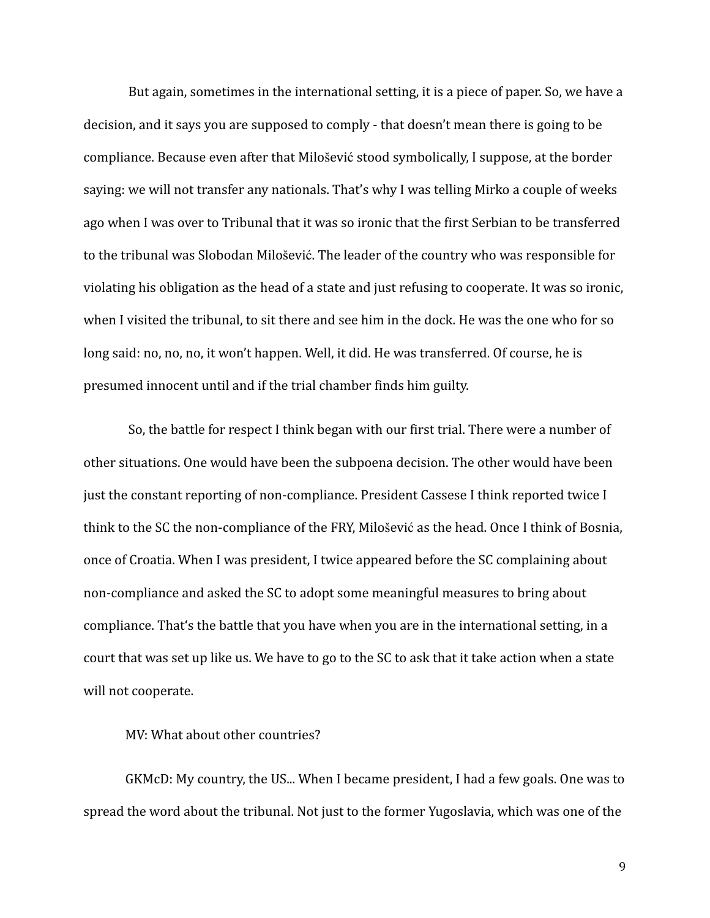But again, sometimes in the international setting, it is a piece of paper. So, we have a decision, and it says you are supposed to comply - that doesn't mean there is going to be compliance. Because even after that Milošević stood symbolically, I suppose, at the border saying: we will not transfer any nationals. That's why I was telling Mirko a couple of weeks ago when I was over to Tribunal that it was so ironic that the first Serbian to be transferred to the tribunal was Slobodan Milošević. The leader of the country who was responsible for violating his obligation as the head of a state and just refusing to cooperate. It was so ironic, when I visited the tribunal, to sit there and see him in the dock. He was the one who for so long said: no, no, no, it won't happen. Well, it did. He was transferred. Of course, he is presumed innocent until and if the trial chamber finds him guilty.

So, the battle for respect I think began with our first trial. There were a number of other situations. One would have been the subpoena decision. The other would have been just the constant reporting of non-compliance. President Cassese I think reported twice I think to the SC the non-compliance of the FRY, Milošević as the head. Once I think of Bosnia, once of Croatia. When I was president, I twice appeared before the SC complaining about non-compliance and asked the SC to adopt some meaningful measures to bring about compliance. That's the battle that you have when you are in the international setting, in a court that was set up like us. We have to go to the SC to ask that it take action when a state will not cooperate.

MV: What about other countries?

GKMcD: My country, the US... When I became president, I had a few goals. One was to spread the word about the tribunal. Not just to the former Yugoslavia, which was one of the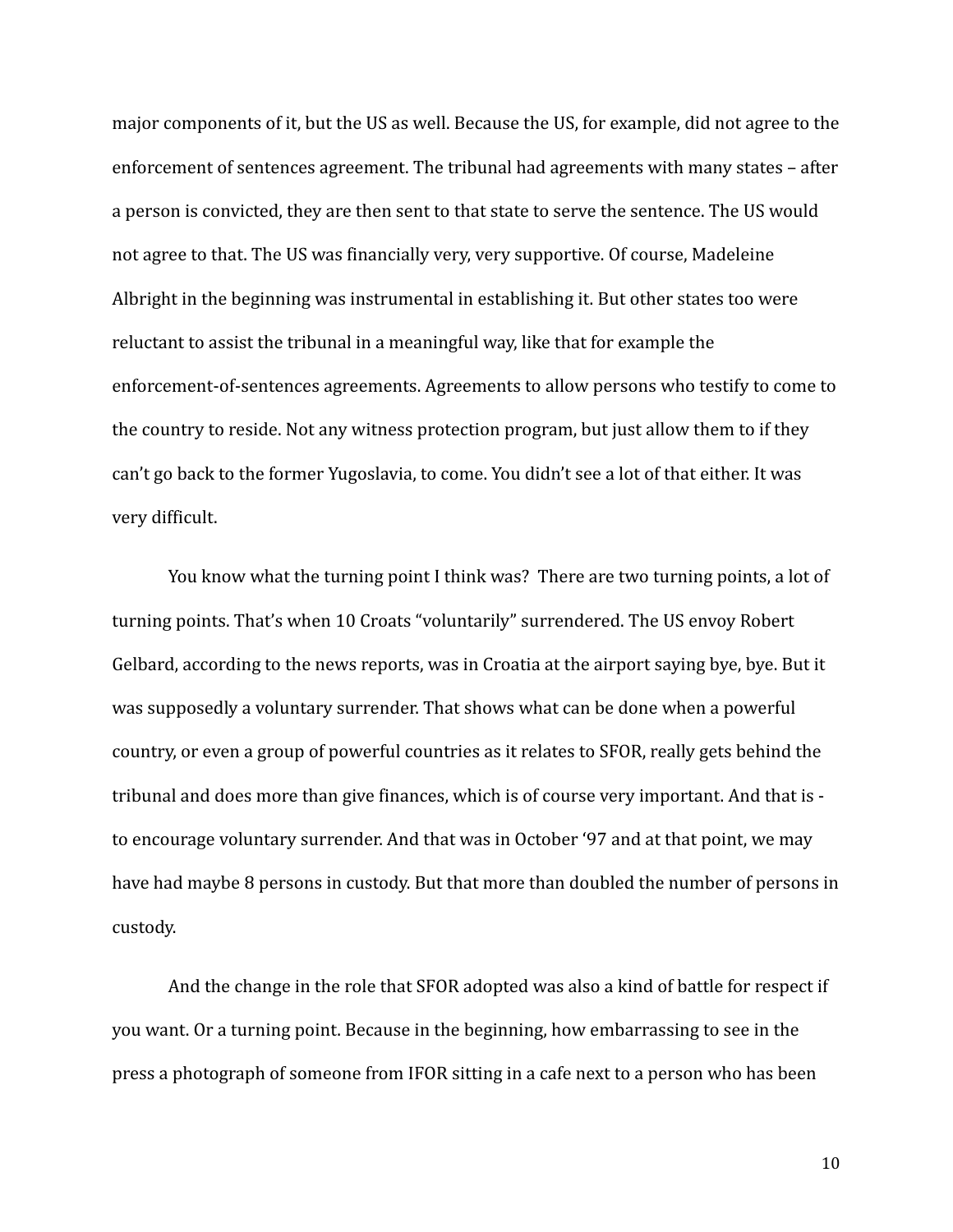major components of it, but the US as well. Because the US, for example, did not agree to the enforcement of sentences agreement. The tribunal had agreements with many states – after a person is convicted, they are then sent to that state to serve the sentence. The US would not agree to that. The US was financially very, very supportive. Of course, Madeleine Albright in the beginning was instrumental in establishing it. But other states too were reluctant to assist the tribunal in a meaningful way, like that for example the enforcement-of-sentences agreements. Agreements to allow persons who testify to come to the country to reside. Not any witness protection program, but just allow them to if they can't go back to the former Yugoslavia, to come. You didn't see a lot of that either. It was very difficult.

You know what the turning point I think was? There are two turning points, a lot of turning points. That's when 10 Croats "voluntarily" surrendered. The US envoy Robert Gelbard, according to the news reports, was in Croatia at the airport saying bye, bye. But it was supposedly a voluntary surrender. That shows what can be done when a powerful country, or even a group of powerful countries as it relates to SFOR, really gets behind the tribunal and does more than give finances, which is of course very important. And that is - to encourage voluntary surrender. And that was in October '97 and at that point, we may have had maybe 8 persons in custody. But that more than doubled the number of persons in custody.

And the change in the role that SFOR adopted was also a kind of battle for respect if you want. Or a turning point. Because in the beginning, how embarrassing to see in the press a photograph of someone from IFOR sitting in a cafe next to a person who has been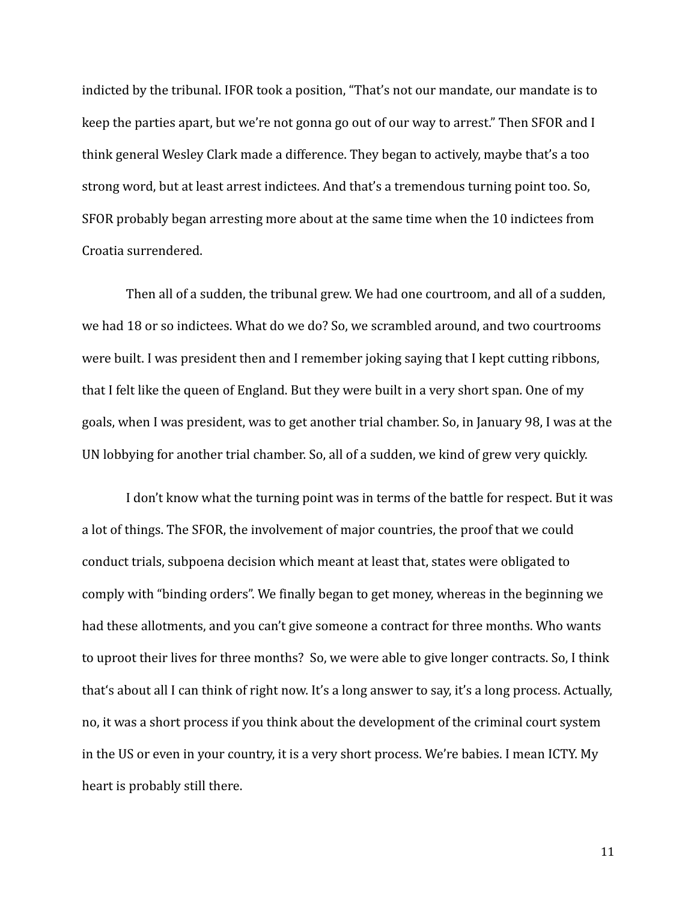indicted by the tribunal. IFOR took a position, "That's not our mandate, our mandate is to keep the parties apart, but we're not gonna go out of our way to arrest." Then SFOR and I think general Wesley Clark made a difference. They began to actively, maybe that's a too strong word, but at least arrest indictees. And that's a tremendous turning point too. So, SFOR probably began arresting more about at the same time when the 10 indictees from Croatia surrendered.

Then all of a sudden, the tribunal grew. We had one courtroom, and all of a sudden, we had 18 or so indictees. What do we do? So, we scrambled around, and two courtrooms were built. I was president then and I remember joking saying that I kept cutting ribbons, that I felt like the queen of England. But they were built in a very short span. One of my goals, when I was president, was to get another trial chamber. So, in January 98, I was at the UN lobbying for another trial chamber. So, all of a sudden, we kind of grew very quickly.

I don't know what the turning point was in terms of the battle for respect. But it was a lot of things. The SFOR, the involvement of major countries, the proof that we could conduct trials, subpoena decision which meant at least that, states were obligated to comply with "binding orders". We finally began to get money, whereas in the beginning we had these allotments, and you can't give someone a contract for three months. Who wants to uproot their lives for three months? So, we were able to give longer contracts. So, I think that's about all I can think of right now. It's a long answer to say, it's a long process. Actually, no, it was a short process if you think about the development of the criminal court system in the US or even in your country, it is a very short process. We're babies. I mean ICTY. My heart is probably still there.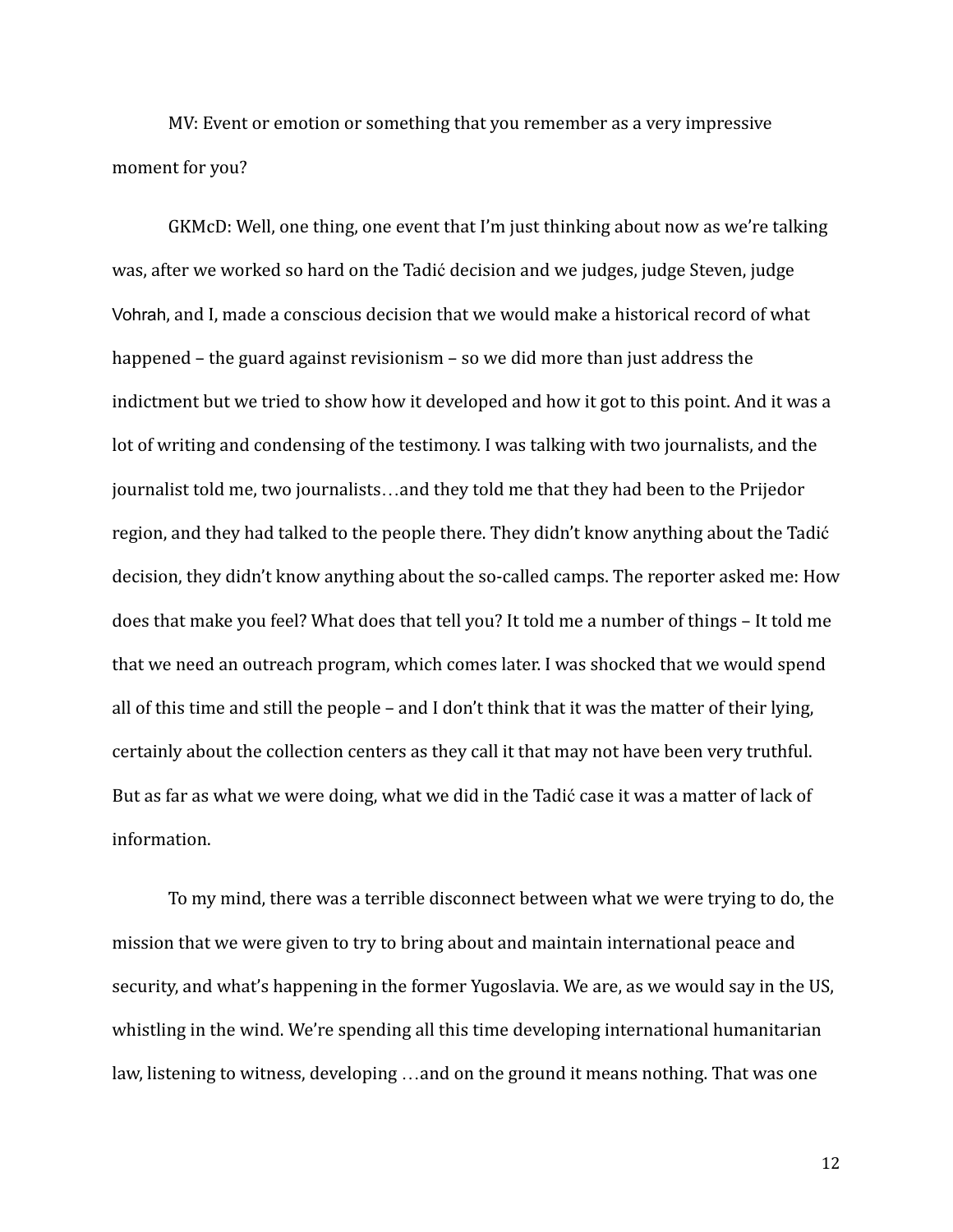MV: Event or emotion or something that you remember as a very impressive moment for you?

GKMcD: Well, one thing, one event that I'm just thinking about now as we're talking was, after we worked so hard on the Tadić decision and we judges, judge Steven, judge Vohrah, and I, made a conscious decision that we would make a historical record of what happened – the guard against revisionism – so we did more than just address the indictment but we tried to show how it developed and how it got to this point. And it was a lot of writing and condensing of the testimony. I was talking with two journalists, and the journalist told me, two journalists…and they told me that they had been to the Prijedor region, and they had talked to the people there. They didn't know anything about the Tadić decision, they didn't know anything about the so-called camps. The reporter asked me: How does that make you feel? What does that tell you? It told me a number of things – It told me that we need an outreach program, which comes later. I was shocked that we would spend all of this time and still the people – and I don't think that it was the matter of their lying, certainly about the collection centers as they call it that may not have been very truthful. But as far as what we were doing, what we did in the Tadić case it was a matter of lack of information.

To my mind, there was a terrible disconnect between what we were trying to do, the mission that we were given to try to bring about and maintain international peace and security, and what's happening in the former Yugoslavia. We are, as we would say in the US, whistling in the wind. We're spending all this time developing international humanitarian law, listening to witness, developing …and on the ground it means nothing. That was one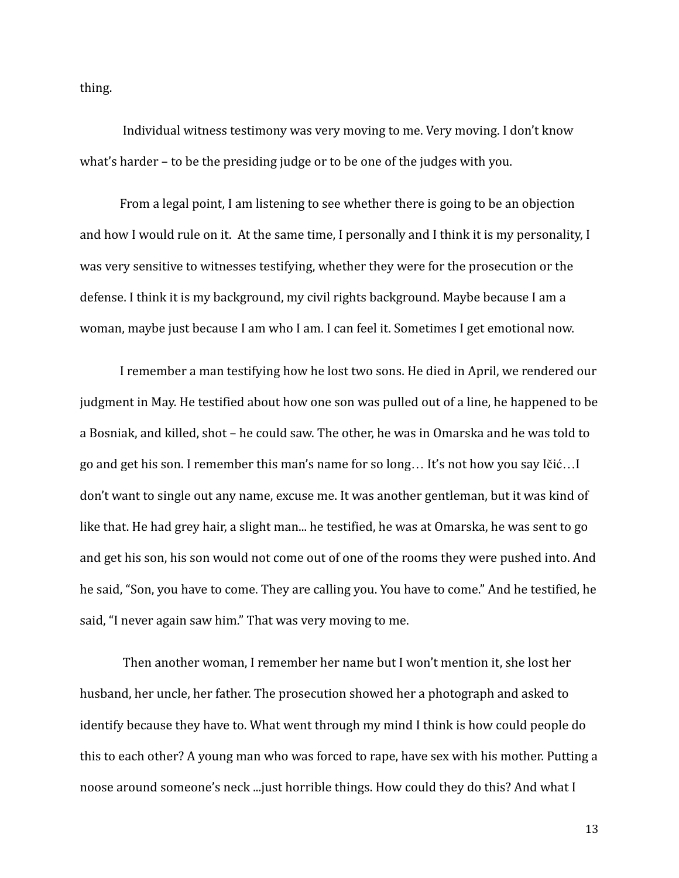thing.

Individual witness testimony was very moving to me. Very moving. I don't know what's harder – to be the presiding judge or to be one of the judges with you.

From a legal point, I am listening to see whether there is going to be an objection and how I would rule on it. At the same time, I personally and I think it is my personality, I was very sensitive to witnesses testifying, whether they were for the prosecution or the defense. I think it is my background, my civil rights background. Maybe because I am a woman, maybe just because I am who I am. I can feel it. Sometimes I get emotional now.

I remember a man testifying how he lost two sons. He died in April, we rendered our judgment in May. He testified about how one son was pulled out of a line, he happened to be a Bosniak, and killed, shot – he could saw. The other, he was in Omarska and he was told to go and get his son. I remember this man's name for so long… It's not how you say Ičić…I don't want to single out any name, excuse me. It was another gentleman, but it was kind of like that. He had grey hair, a slight man... he testified, he was at Omarska, he was sent to go and get his son, his son would not come out of one of the rooms they were pushed into. And he said, "Son, you have to come. They are calling you. You have to come." And he testified, he said, "I never again saw him." That was very moving to me.

Then another woman, I remember her name but I won't mention it, she lost her husband, her uncle, her father. The prosecution showed her a photograph and asked to identify because they have to. What went through my mind I think is how could people do this to each other? A young man who was forced to rape, have sex with his mother. Putting a noose around someone's neck ...just horrible things. How could they do this? And what I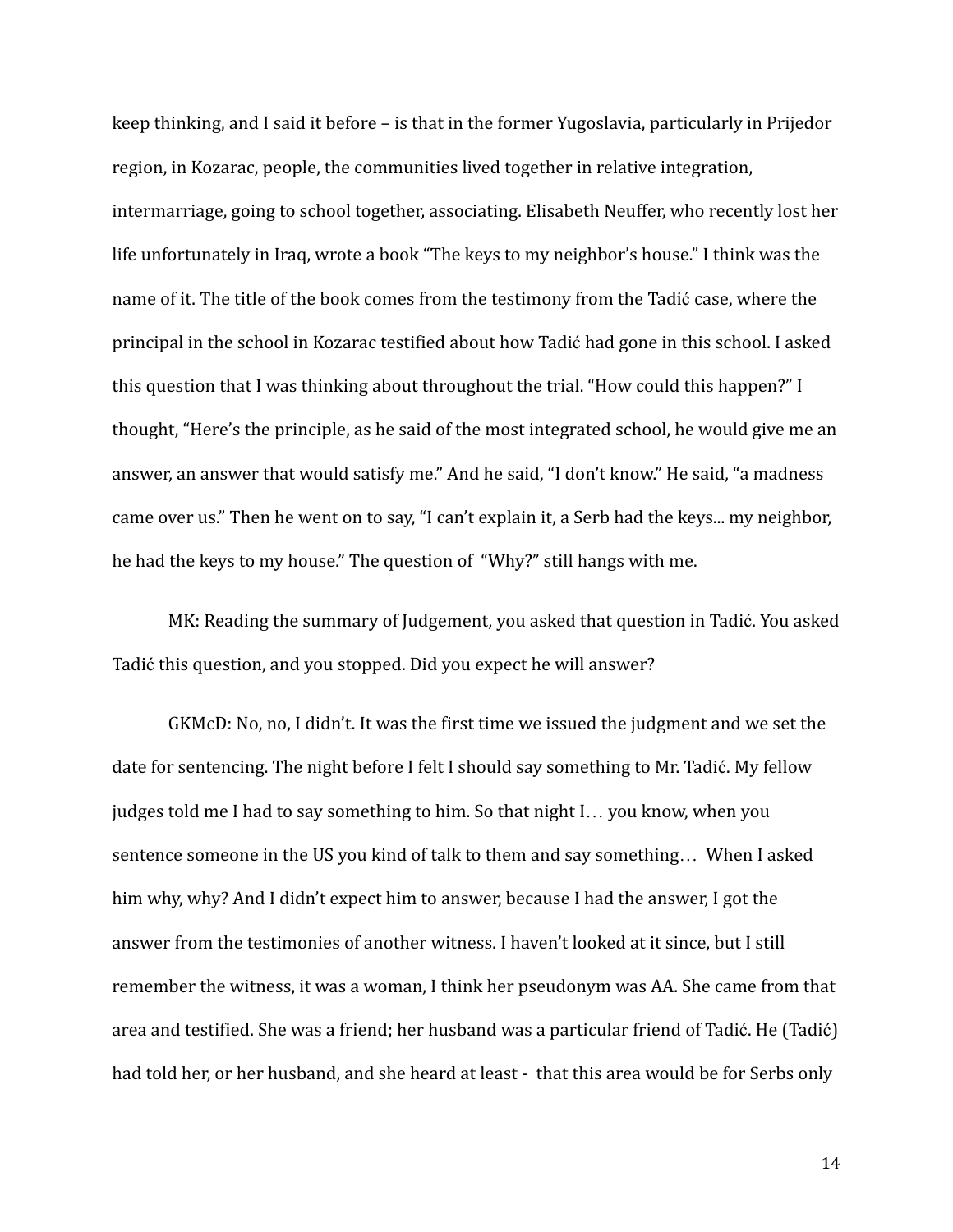keep thinking, and I said it before – is that in the former Yugoslavia, particularly in Prijedor region, in Kozarac, people, the communities lived together in relative integration, intermarriage, going to school together, associating. Elisabeth Neuffer, who recently lost her life unfortunately in Iraq, wrote a book "The keys to my neighbor's house." I think was the name of it. The title of the book comes from the testimony from the Tadić case, where the principal in the school in Kozarac testified about how Tadić had gone in this school. I asked this question that I was thinking about throughout the trial. "How could this happen?" I thought, "Here's the principle, as he said of the most integrated school, he would give me an answer, an answer that would satisfy me." And he said, "I don't know." He said, "a madness came over us." Then he went on to say, "I can't explain it, a Serb had the keys... my neighbor, he had the keys to my house." The question of "Why?" still hangs with me.

MK: Reading the summary of Judgement, you asked that question in Tadić. You asked Tadić this question, and you stopped. Did you expect he will answer?

GKMcD: No, no, I didn't. It was the first time we issued the judgment and we set the date for sentencing. The night before I felt I should say something to Mr. Tadić. My fellow judges told me I had to say something to him. So that night I… you know, when you sentence someone in the US you kind of talk to them and say something… When I asked him why, why? And I didn't expect him to answer, because I had the answer, I got the answer from the testimonies of another witness. I haven't looked at it since, but I still remember the witness, it was a woman, I think her pseudonym was AA. She came from that area and testified. She was a friend; her husband was a particular friend of Tadić. He (Tadić) had told her, or her husband, and she heard at least - that this area would be for Serbs only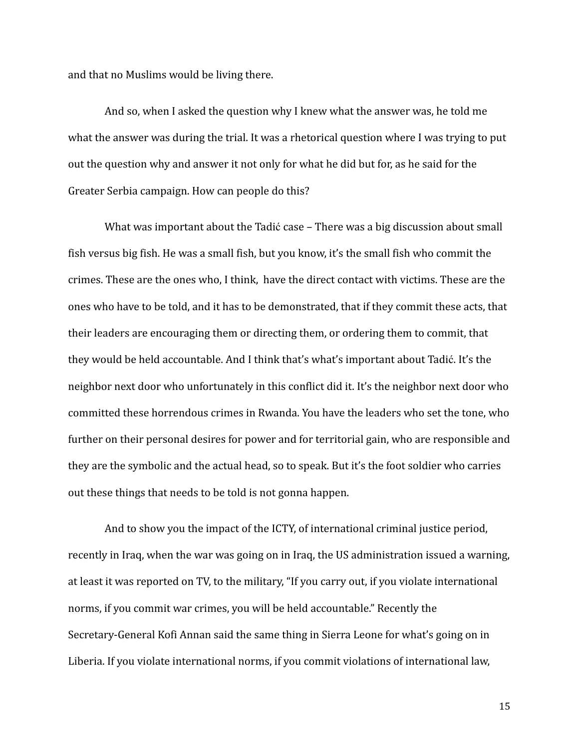and that no Muslims would be living there.

And so, when I asked the question why I knew what the answer was, he told me what the answer was during the trial. It was a rhetorical question where I was trying to put out the question why and answer it not only for what he did but for, as he said for the Greater Serbia campaign. How can people do this?

What was important about the Tadić case – There was a big discussion about small fish versus big fish. He was a small fish, but you know, it's the small fish who commit the crimes. These are the ones who, I think,  have the direct contact with victims. These are the ones who have to be told, and it has to be demonstrated, that if they commit these acts, that their leaders are encouraging them or directing them, or ordering them to commit, that they would be held accountable. And I think that's what's important about Tadić. It's the neighbor next door who unfortunately in this conflict did it. It's the neighbor next door who committed these horrendous crimes in Rwanda. You have the leaders who set the tone, who further on their personal desires for power and for territorial gain, who are responsible and they are the symbolic and the actual head, so to speak. But it's the foot soldier who carries out these things that needs to be told is not gonna happen.

And to show you the impact of the ICTY, of international criminal justice period, recently in Iraq, when the war was going on in Iraq, the US administration issued a warning, at least it was reported on TV, to the military, "If you carry out, if you violate international norms, if you commit war crimes, you will be held accountable." Recently the Secretary-General Kofi Annan said the same thing in Sierra Leone for what's going on in Liberia. If you violate international norms, if you commit violations of international law,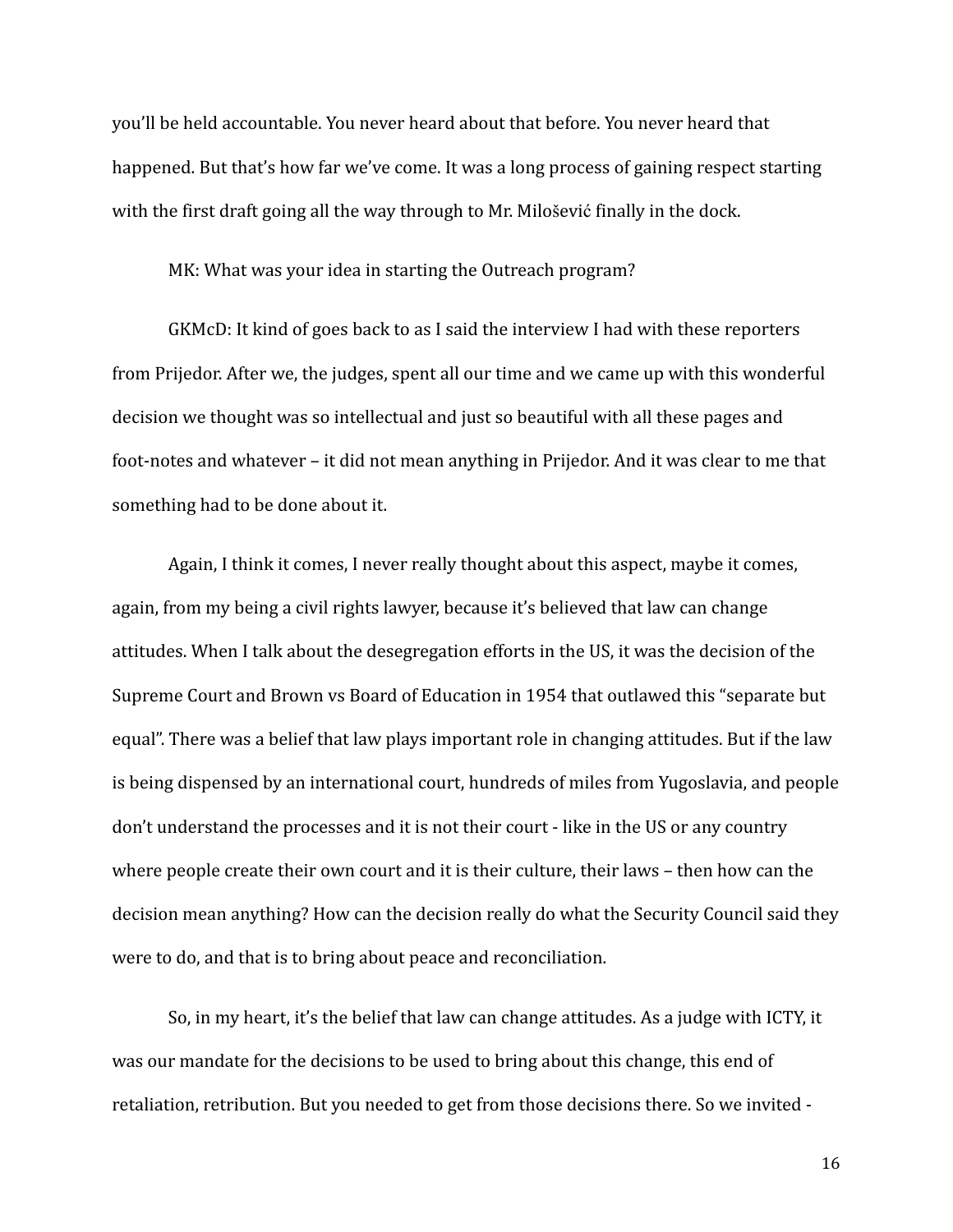you'll be held accountable. You never heard about that before. You never heard that happened. But that's how far we've come. It was a long process of gaining respect starting with the first draft going all the way through to Mr. Milošević finally in the dock.

MK: What was your idea in starting the Outreach program?

GKMcD: It kind of goes back to as I said the interview I had with these reporters from Prijedor. After we, the judges, spent all our time and we came up with this wonderful decision we thought was so intellectual and just so beautiful with all these pages and foot-notes and whatever – it did not mean anything in Prijedor. And it was clear to me that something had to be done about it.

Again, I think it comes, I never really thought about this aspect, maybe it comes, again, from my being a civil rights lawyer, because it's believed that law can change attitudes. When I talk about the desegregation efforts in the US, it was the decision of the Supreme Court and Brown vs Board of Education in 1954 that outlawed this "separate but equal". There was a belief that law plays important role in changing attitudes. But if the law is being dispensed by an international court, hundreds of miles from Yugoslavia, and people don't understand the processes and it is not their court - like in the US or any country where people create their own court and it is their culture, their laws – then how can the decision mean anything? How can the decision really do what the Security Council said they were to do, and that is to bring about peace and reconciliation.

So, in my heart, it's the belief that law can change attitudes. As a judge with ICTY, it was our mandate for the decisions to be used to bring about this change, this end of retaliation, retribution. But you needed to get from those decisions there. So we invited -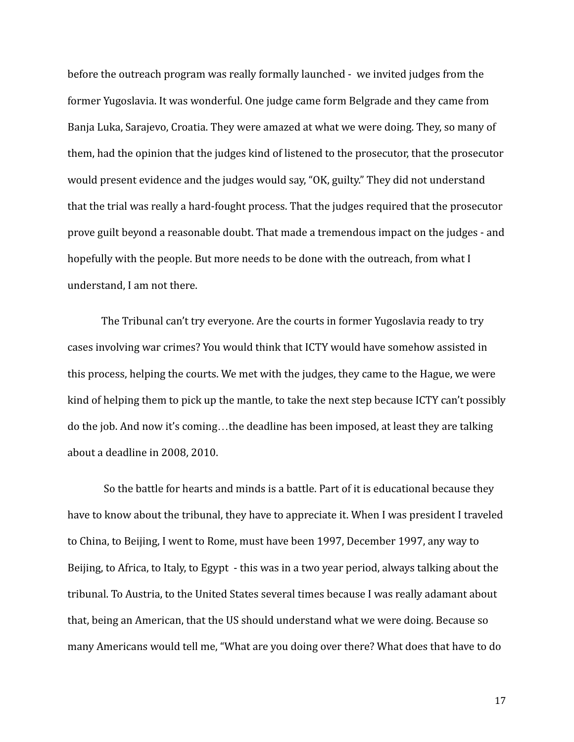before the outreach program was really formally launched - we invited judges from the former Yugoslavia. It was wonderful. One judge came form Belgrade and they came from Banja Luka, Sarajevo, Croatia. They were amazed at what we were doing. They, so many of them, had the opinion that the judges kind of listened to the prosecutor, that the prosecutor would present evidence and the judges would say, "OK, guilty." They did not understand that the trial was really a hard-fought process. That the judges required that the prosecutor prove guilt beyond a reasonable doubt. That made a tremendous impact on the judges - and hopefully with the people. But more needs to be done with the outreach, from what I understand, I am not there.

The Tribunal can't try everyone. Are the courts in former Yugoslavia ready to try cases involving war crimes? You would think that ICTY would have somehow assisted in this process, helping the courts. We met with the judges, they came to the Hague, we were kind of helping them to pick up the mantle, to take the next step because ICTY can't possibly do the job. And now it's coming…the deadline has been imposed, at least they are talking about a deadline in 2008, 2010.

So the battle for hearts and minds is a battle. Part of it is educational because they have to know about the tribunal, they have to appreciate it. When I was president I traveled to China, to Beijing, I went to Rome, must have been 1997, December 1997, any way to Beijing, to Africa, to Italy, to Egypt - this was in a two year period, always talking about the tribunal. To Austria, to the United States several times because I was really adamant about that, being an American, that the US should understand what we were doing. Because so many Americans would tell me, "What are you doing over there? What does that have to do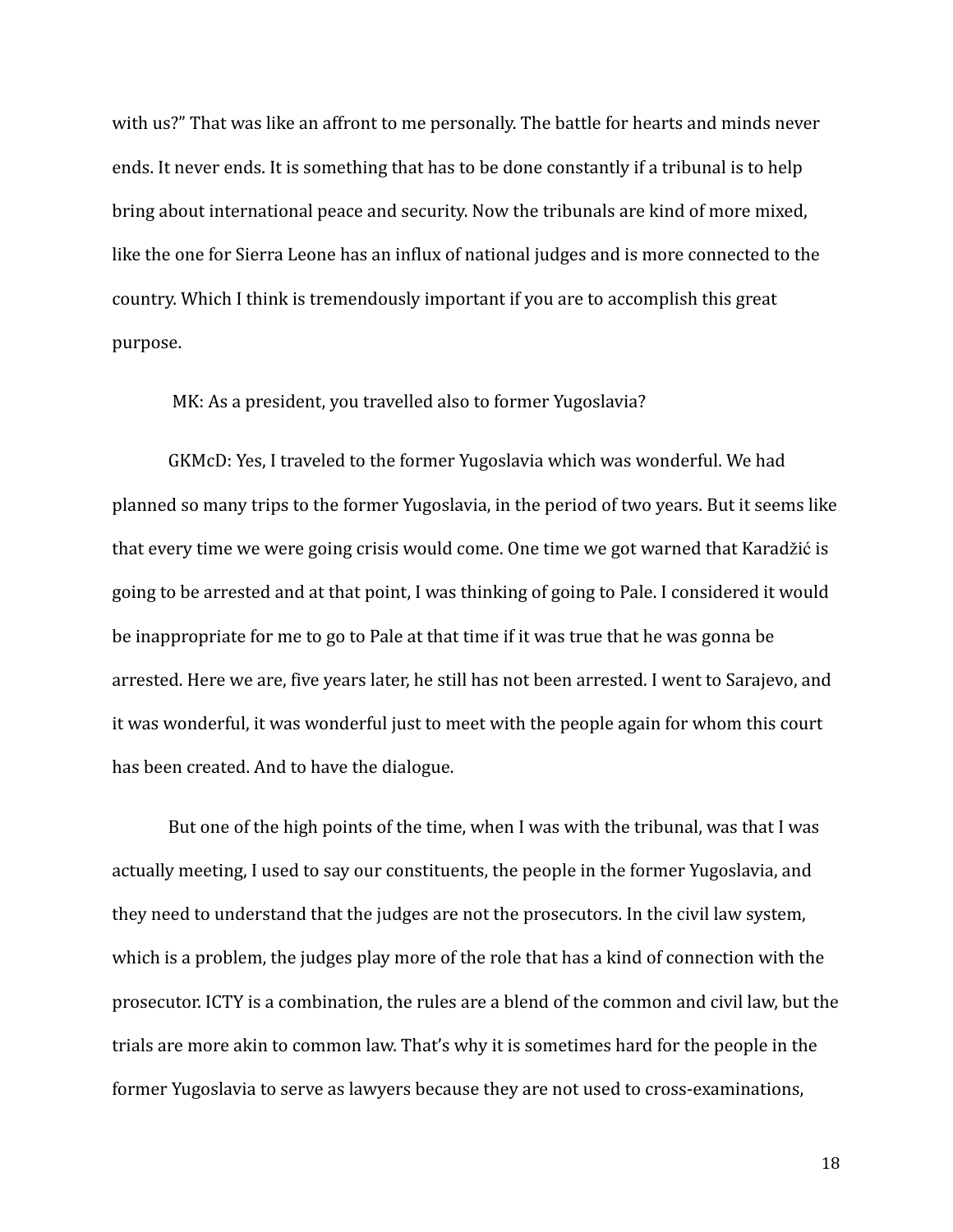with us?" That was like an affront to me personally. The battle for hearts and minds never ends. It never ends. It is something that has to be done constantly if a tribunal is to help bring about international peace and security. Now the tribunals are kind of more mixed, like the one for Sierra Leone has an influx of national judges and is more connected to the country. Which I think is tremendously important if you are to accomplish this great purpose.

MK: As a president, you travelled also to former Yugoslavia?

GKMcD: Yes, I traveled to the former Yugoslavia which was wonderful. We had planned so many trips to the former Yugoslavia, in the period of two years. But it seems like that every time we were going crisis would come. One time we got warned that Karadžić is going to be arrested and at that point, I was thinking of going to Pale. I considered it would be inappropriate for me to go to Pale at that time if it was true that he was gonna be arrested. Here we are, five years later, he still has not been arrested. I went to Sarajevo, and it was wonderful, it was wonderful just to meet with the people again for whom this court has been created. And to have the dialogue.

But one of the high points of the time, when I was with the tribunal, was that I was actually meeting, I used to say our constituents, the people in the former Yugoslavia, and they need to understand that the judges are not the prosecutors. In the civil law system, which is a problem, the judges play more of the role that has a kind of connection with the prosecutor. ICTY is a combination, the rules are a blend of the common and civil law, but the trials are more akin to common law. That's why it is sometimes hard for the people in the former Yugoslavia to serve as lawyers because they are not used to cross-examinations,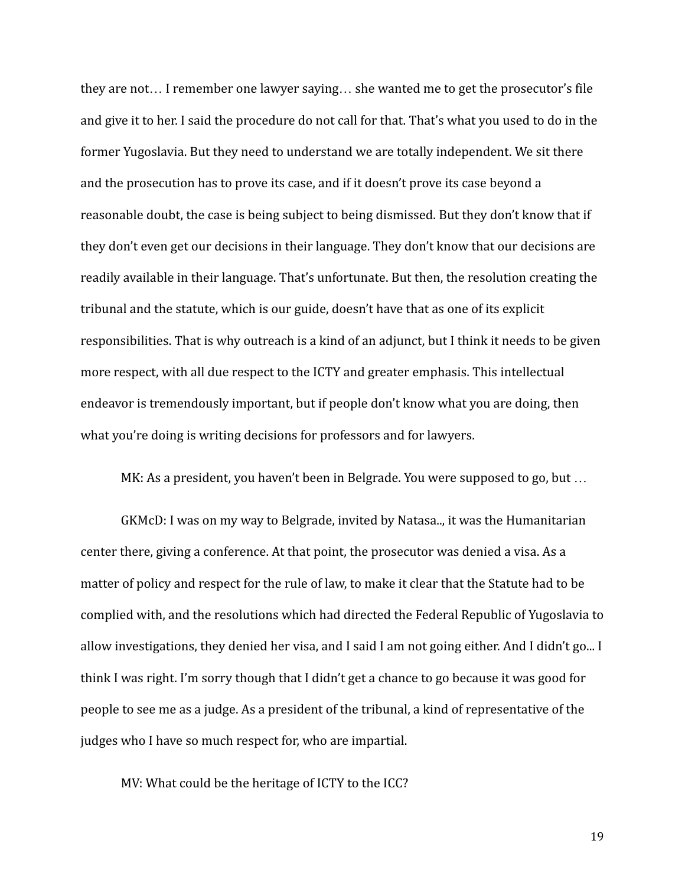they are not… I remember one lawyer saying… she wanted me to get the prosecutor's file and give it to her. I said the procedure do not call for that. That's what you used to do in the former Yugoslavia. But they need to understand we are totally independent. We sit there and the prosecution has to prove its case, and if it doesn't prove its case beyond a reasonable doubt, the case is being subject to being dismissed. But they don't know that if they don't even get our decisions in their language. They don't know that our decisions are readily available in their language. That's unfortunate. But then, the resolution creating the tribunal and the statute, which is our guide, doesn't have that as one of its explicit responsibilities. That is why outreach is a kind of an adjunct, but I think it needs to be given more respect, with all due respect to the ICTY and greater emphasis. This intellectual endeavor is tremendously important, but if people don't know what you are doing, then what you're doing is writing decisions for professors and for lawyers.

MK: As a president, you haven't been in Belgrade. You were supposed to go, but …

GKMcD: I was on my way to Belgrade, invited by Natasa.., it was the Humanitarian center there, giving a conference. At that point, the prosecutor was denied a visa. As a matter of policy and respect for the rule of law, to make it clear that the Statute had to be complied with, and the resolutions which had directed the Federal Republic of Yugoslavia to allow investigations, they denied her visa, and I said I am not going either. And I didn't go... I think I was right. I'm sorry though that I didn't get a chance to go because it was good for people to see me as a judge. As a president of the tribunal, a kind of representative of the judges who I have so much respect for, who are impartial.

MV: What could be the heritage of ICTY to the ICC?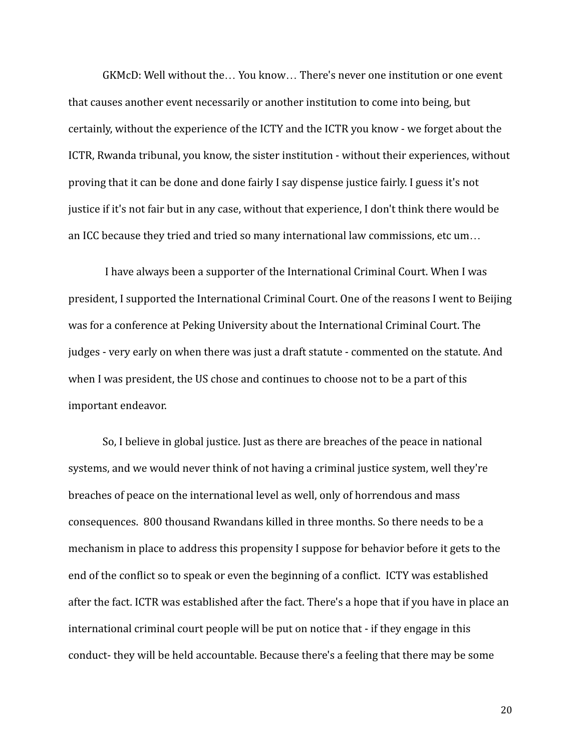GKMcD: Well without the… You know… There's never one institution or one event that causes another event necessarily or another institution to come into being, but certainly, without the experience of the ICTY and the ICTR you know - we forget about the ICTR, Rwanda tribunal, you know, the sister institution - without their experiences, without proving that it can be done and done fairly I say dispense justice fairly. I guess it's not justice if it's not fair but in any case, without that experience, I don't think there would be an ICC because they tried and tried so many international law commissions, etc um…

I have always been a supporter of the International Criminal Court. When I was president, I supported the International Criminal Court. One of the reasons I went to Beijing was for a conference at Peking University about the International Criminal Court. The judges - very early on when there was just a draft statute - commented on the statute. And when I was president, the US chose and continues to choose not to be a part of this important endeavor.

So, I believe in global justice. Just as there are breaches of the peace in national systems, and we would never think of not having a criminal justice system, well they're breaches of peace on the international level as well, only of horrendous and mass consequences. 800 thousand Rwandans killed in three months. So there needs to be a mechanism in place to address this propensity I suppose for behavior before it gets to the end of the conflict so to speak or even the beginning of a conflict. ICTY was established after the fact. ICTR was established after the fact. There's a hope that if you have in place an international criminal court people will be put on notice that - if they engage in this conduct- they will be held accountable. Because there's a feeling that there may be some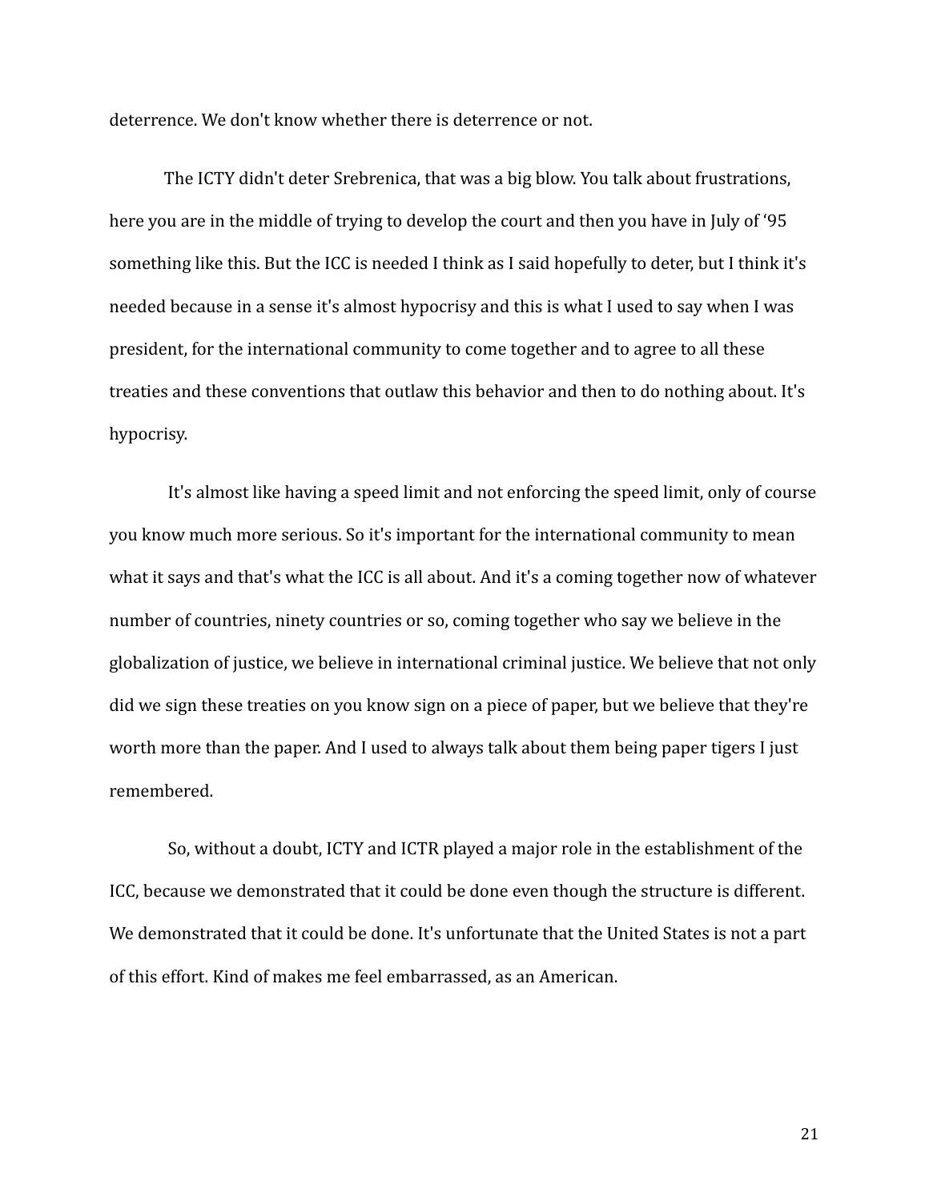deterrence. We don't know whether there is deterrence or not.

The ICTY didn't deter Srebrenica, that was a big blow. You talk about frustrations, here you are in the middle of trying to develop the court and then you have in July of '95 something like this. But the ICC is needed I think as I said hopefully to deter, but I think it's needed because in a sense it's almost hypocrisy and this is what I used to say when I was president, for the international community to come together and to agree to all these treaties and these conventions that outlaw this behavior and then to do nothing about. It's hypocrisy.

It's almost like having a speed limit and not enforcing the speed limit, only of course you know much more serious. So it's important for the international community to mean what it says and that's what the ICC is all about. And it's a coming together now of whatever number of countries, ninety countries or so, coming together who say we believe in the globalization of justice, we believe in international criminal justice. We believe that not only did we sign these treaties on you know sign on a piece of paper, but we believe that they're worth more than the paper. And I used to always talk about them being paper tigers I just remembered.

So, without a doubt, ICTY and ICTR played a major role in the establishment of the ICC, because we demonstrated that it could be done even though the structure is different. We demonstrated that it could be done. It's unfortunate that the United States is not a part of this effort. Kind of makes me feel embarrassed, as an American.